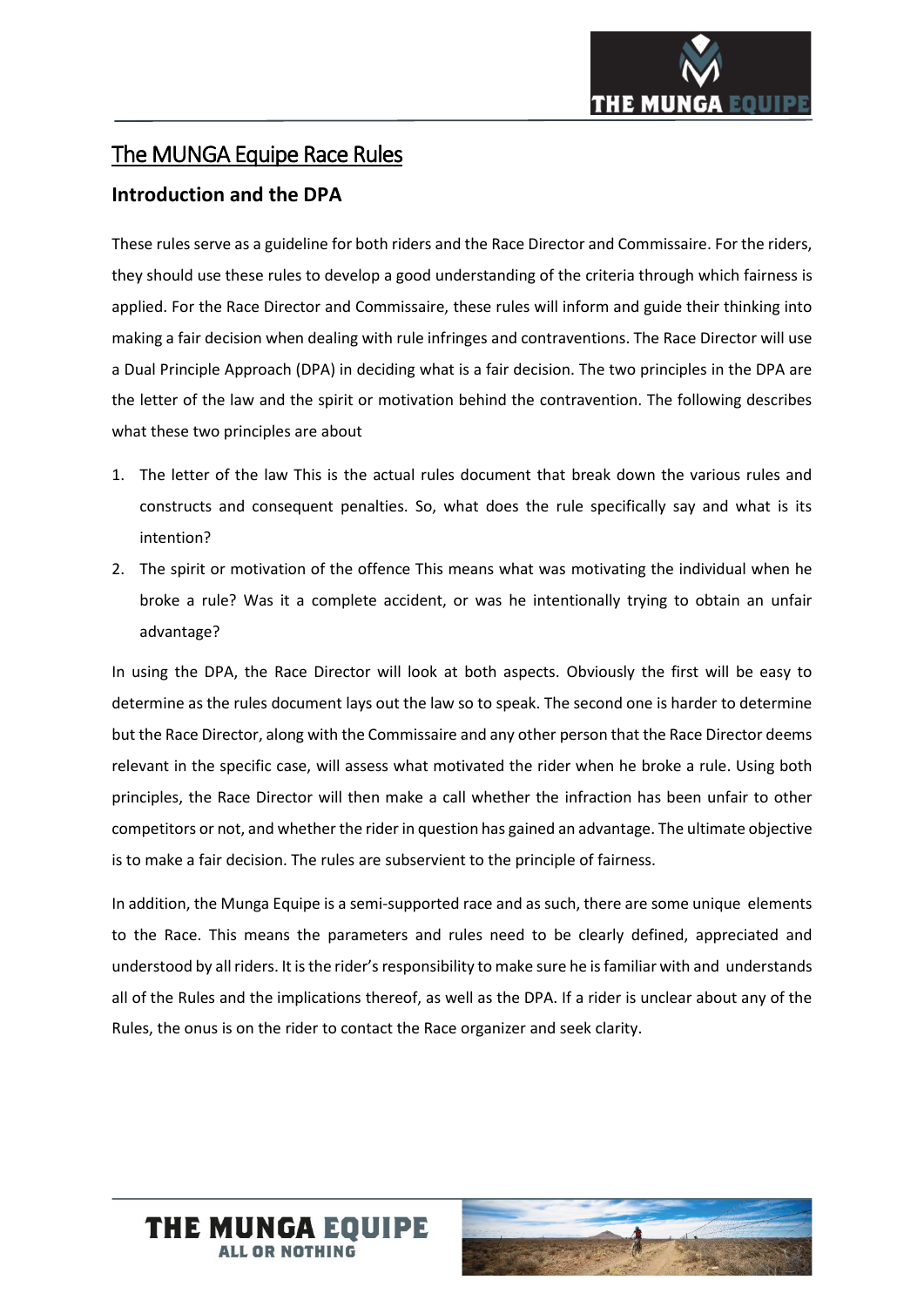# The MUNGA Equipe Race Rules

## Introduction and the DPA

These rules serve as a guideline for both riders and the Race Director and Commissaire. For the riders, they should use these rules to develop a good understanding of the criteria through which fairness is applied. For the Race Director and Commissaire, these rules will inform and guide their thinking into making a fair decision when dealing with rule infringes and contraventions. The Race Director will use a Dual Principle Approach (DPA) in deciding what is a fair decision. The two principles in the DPA are the letter of the law and the spirit or motivation behind the contravention. The following describes what these two principles are about

1. The letter of the law This is the actual rules document that break down the various rules and constructs and consequent penalties. So, what does the rule specifically say and what is its intention?
2. The spirit or motivation of the offence This means what was motivating the individual when he broke a rule? Was it a complete accident, or was he intentionally trying to obtain an unfair advantage?

In using the DPA, the Race Director will look at both aspects. Obviously the first will be easy to determine as the rules document lays out the law so to speak. The second one is harder to determine but the Race Director, along with the Commissaire and any other person that the Race Director deems relevant in the specific case, will assess what motivated the rider when he broke a rule. Using both principles, the Race Director will then make a call whether the infraction has been unfair to other competitors or not, and whether the rider in question has gained an advantage. The ultimate objective is to make a fair decision. The rules are subservient to the principle of fairness.

In addition, the Munga Equipe is a semi-supported race and as such, there are some unique elements to the Race. This means the parameters and rules need to be clearly defined, appreciated and understood by all riders. It is the rider's responsibility to make sure he is familiar with and understands all of the Rules and the implications thereof, as well as the DPA. If a rider is unclear about any of the Rules, the onus is on the rider to contact the Race organizer and seek clarity.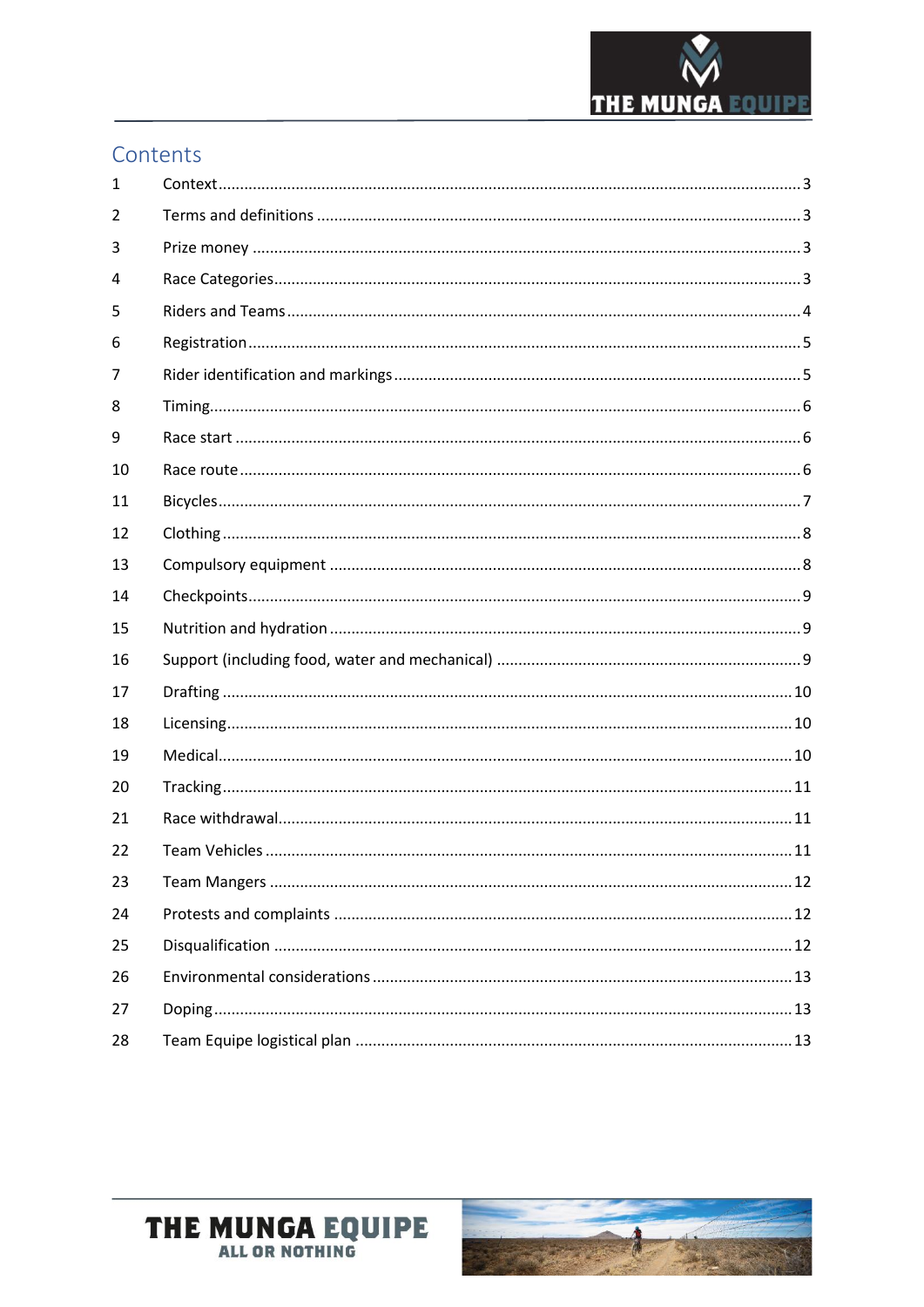# Contents

| | | |
|---|---|---|
| 1 | Context | 3 |
| 2 | Terms and definitions | 3 |
| 3 | Prize money | 3 |
| 4 | Race Categories | 3 |
| 5 | Riders and Teams | 4 |
| 6 | Registration | 5 |
| 7 | Rider identification and markings | 5 |
| 8 | Timing | 6 |
| 9 | Race start | 6 |
| 10 | Race route | 6 |
| 11 | Bicycles | 7 |
| 12 | Clothing | 8 |
| 13 | Compulsory equipment | 8 |
| 14 | Checkpoints | 9 |
| 15 | Nutrition and hydration | 9 |
| 16 | Support (including food, water and mechanical) | 9 |
| 17 | Drafting | 10 |
| 18 | Licensing | 10 |
| 19 | Medical | 10 |
| 20 | Tracking | 11 |
| 21 | Race withdrawal | 11 |
| 22 | Team Vehicles | 11 |
| 23 | Team Mangers | 12 |
| 24 | Protests and complaints | 12 |
| 25 | Disqualification | 12 |
| 26 | Environmental considerations | 13 |
| 27 | Doping | 13 |
| 28 | Team Equipe logistical plan | 13 |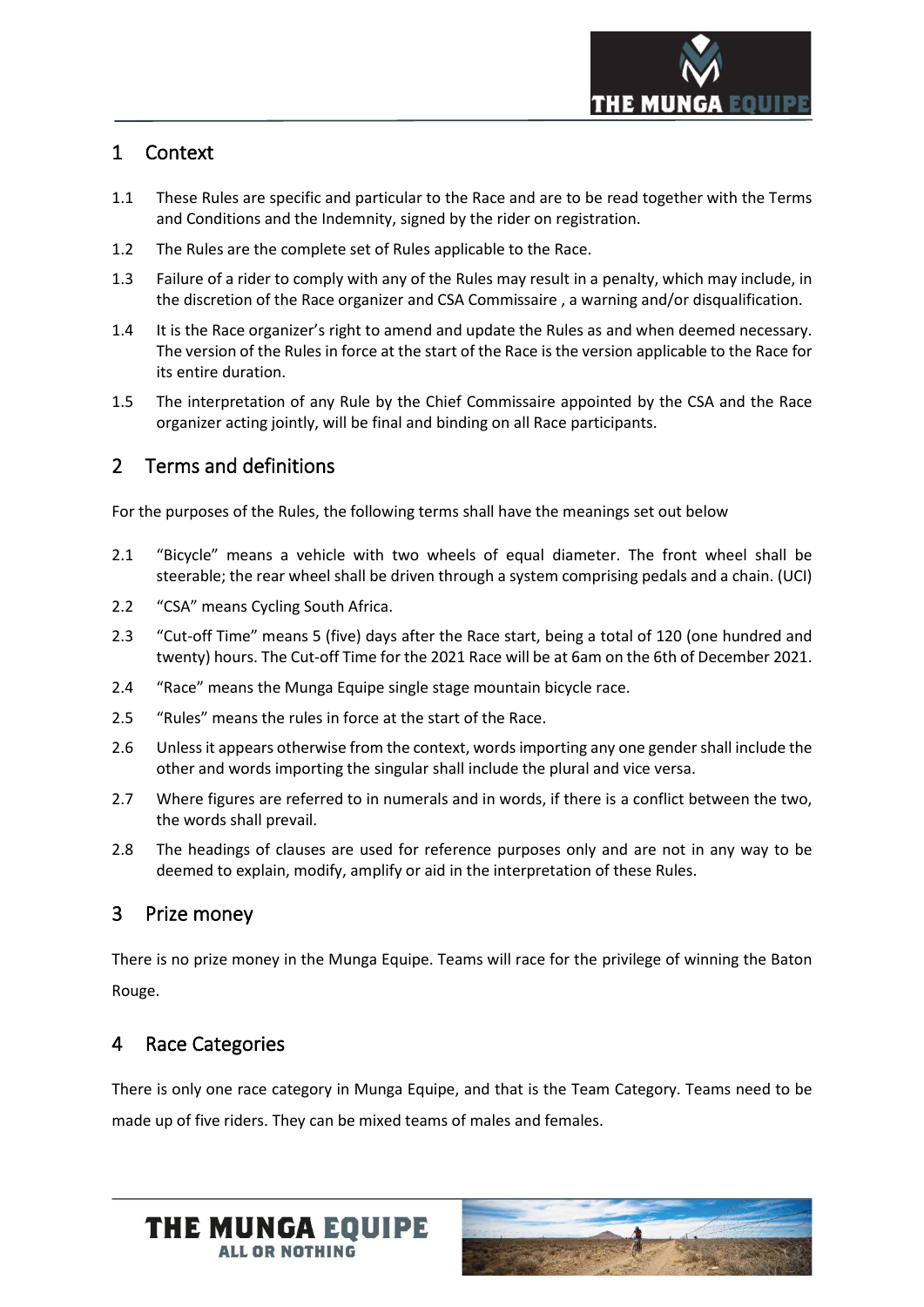## 1 Context

1.1 These Rules are specific and particular to the Race and are to be read together with the Terms and Conditions and the Indemnity, signed by the rider on registration.

1.2 The Rules are the complete set of Rules applicable to the Race.

1.3 Failure of a rider to comply with any of the Rules may result in a penalty, which may include, in the discretion of the Race organizer and CSA Commissaire , a warning and/or disqualification.

1.4 It is the Race organizer's right to amend and update the Rules as and when deemed necessary. The version of the Rules in force at the start of the Race is the version applicable to the Race for its entire duration.

1.5 The interpretation of any Rule by the Chief Commissaire appointed by the CSA and the Race organizer acting jointly, will be final and binding on all Race participants.

## 2 Terms and definitions

For the purposes of the Rules, the following terms shall have the meanings set out below

2.1 "Bicycle" means a vehicle with two wheels of equal diameter. The front wheel shall be steerable; the rear wheel shall be driven through a system comprising pedals and a chain. (UCI)

2.2 "CSA" means Cycling South Africa.

2.3 "Cut-off Time" means 5 (five) days after the Race start, being a total of 120 (one hundred and twenty) hours. The Cut-off Time for the 2021 Race will be at 6am on the 6th of December 2021.

2.4 "Race" means the Munga Equipe single stage mountain bicycle race.

2.5 "Rules" means the rules in force at the start of the Race.

2.6 Unless it appears otherwise from the context, words importing any one gender shall include the other and words importing the singular shall include the plural and vice versa.

2.7 Where figures are referred to in numerals and in words, if there is a conflict between the two, the words shall prevail.

2.8 The headings of clauses are used for reference purposes only and are not in any way to be deemed to explain, modify, amplify or aid in the interpretation of these Rules.

## 3 Prize money

There is no prize money in the Munga Equipe. Teams will race for the privilege of winning the Baton Rouge.

## 4 Race Categories

There is only one race category in Munga Equipe, and that is the Team Category. Teams need to be made up of five riders. They can be mixed teams of males and females.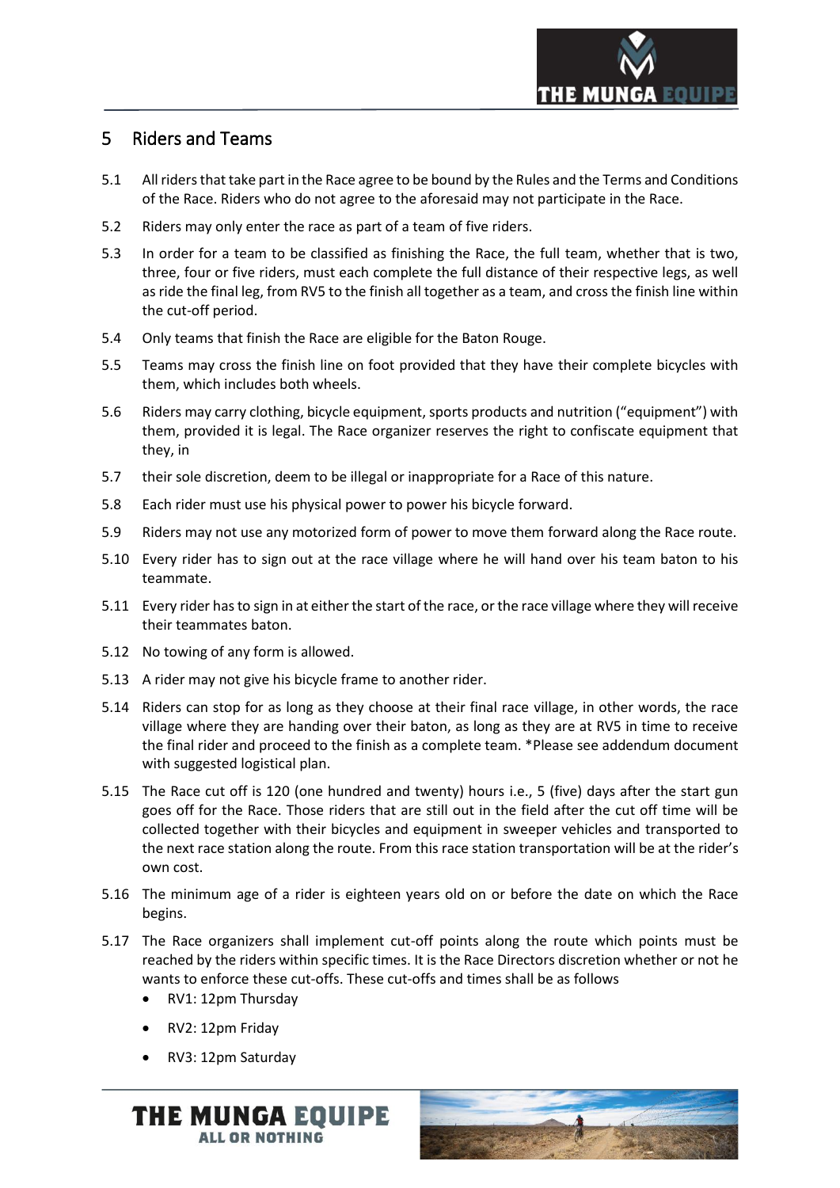## 5 Riders and Teams

5.1 All riders that take part in the Race agree to be bound by the Rules and the Terms and Conditions of the Race. Riders who do not agree to the aforesaid may not participate in the Race.

5.2 Riders may only enter the race as part of a team of five riders.

5.3 In order for a team to be classified as finishing the Race, the full team, whether that is two, three, four or five riders, must each complete the full distance of their respective legs, as well as ride the final leg, from RV5 to the finish all together as a team, and cross the finish line within the cut-off period.

5.4 Only teams that finish the Race are eligible for the Baton Rouge.

5.5 Teams may cross the finish line on foot provided that they have their complete bicycles with them, which includes both wheels.

5.6 Riders may carry clothing, bicycle equipment, sports products and nutrition ("equipment") with them, provided it is legal. The Race organizer reserves the right to confiscate equipment that they, in

5.7 their sole discretion, deem to be illegal or inappropriate for a Race of this nature.

5.8 Each rider must use his physical power to power his bicycle forward.

5.9 Riders may not use any motorized form of power to move them forward along the Race route.

5.10 Every rider has to sign out at the race village where he will hand over his team baton to his teammate.

5.11 Every rider has to sign in at either the start of the race, or the race village where they will receive their teammates baton.

5.12 No towing of any form is allowed.

5.13 A rider may not give his bicycle frame to another rider.

5.14 Riders can stop for as long as they choose at their final race village, in other words, the race village where they are handing over their baton, as long as they are at RV5 in time to receive the final rider and proceed to the finish as a complete team. *Please see addendum document with suggested logistical plan.

5.15 The Race cut off is 120 (one hundred and twenty) hours i.e., 5 (five) days after the start gun goes off for the Race. Those riders that are still out in the field after the cut off time will be collected together with their bicycles and equipment in sweeper vehicles and transported to the next race station along the route. From this race station transportation will be at the rider's own cost.

5.16 The minimum age of a rider is eighteen years old on or before the date on which the Race begins.

5.17 The Race organizers shall implement cut-off points along the route which points must be reached by the riders within specific times. It is the Race Directors discretion whether or not he wants to enforce these cut-offs. These cut-offs and times shall be as follows

- RV1: 12pm Thursday
- RV2: 12pm Friday
- RV3: 12pm Saturday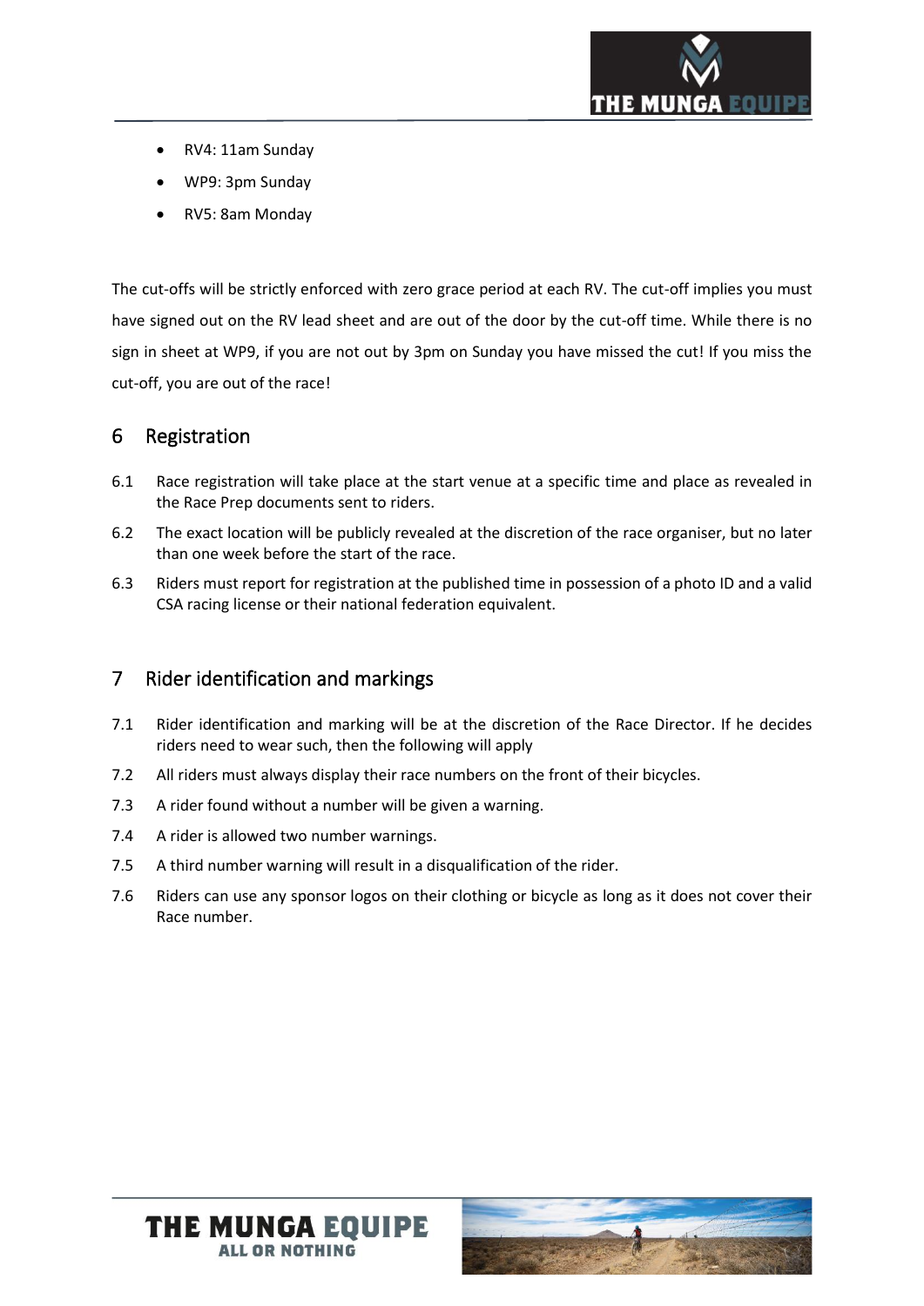- RV4: 11am Sunday
- WP9: 3pm Sunday
- RV5: 8am Monday

The cut-offs will be strictly enforced with zero grace period at each RV. The cut-off implies you must have signed out on the RV lead sheet and are out of the door by the cut-off time. While there is no sign in sheet at WP9, if you are not out by 3pm on Sunday you have missed the cut! If you miss the cut-off, you are out of the race!

## 6 Registration

6.1 Race registration will take place at the start venue at a specific time and place as revealed in the Race Prep documents sent to riders.

6.2 The exact location will be publicly revealed at the discretion of the race organiser, but no later than one week before the start of the race.

6.3 Riders must report for registration at the published time in possession of a photo ID and a valid CSA racing license or their national federation equivalent.

## 7 Rider identification and markings

7.1 Rider identification and marking will be at the discretion of the Race Director. If he decides riders need to wear such, then the following will apply

7.2 All riders must always display their race numbers on the front of their bicycles.

7.3 A rider found without a number will be given a warning.

7.4 A rider is allowed two number warnings.

7.5 A third number warning will result in a disqualification of the rider.

7.6 Riders can use any sponsor logos on their clothing or bicycle as long as it does not cover their Race number.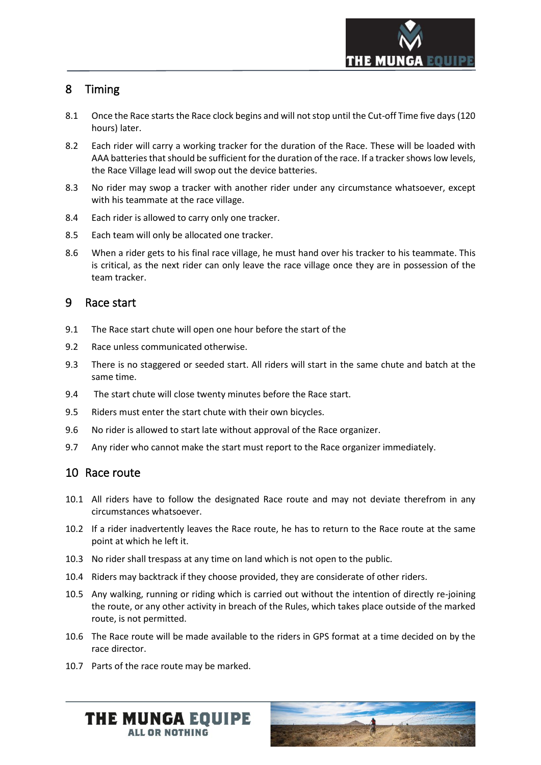## 8 Timing

8.1 Once the Race starts the Race clock begins and will not stop until the Cut-off Time five days (120 hours) later.

8.2 Each rider will carry a working tracker for the duration of the Race. These will be loaded with AAA batteries that should be sufficient for the duration of the race. If a tracker shows low levels, the Race Village lead will swop out the device batteries.

8.3 No rider may swop a tracker with another rider under any circumstance whatsoever, except with his teammate at the race village.

8.4 Each rider is allowed to carry only one tracker.

8.5 Each team will only be allocated one tracker.

8.6 When a rider gets to his final race village, he must hand over his tracker to his teammate. This is critical, as the next rider can only leave the race village once they are in possession of the team tracker.

## 9 Race start

9.1 The Race start chute will open one hour before the start of the

9.2 Race unless communicated otherwise.

9.3 There is no staggered or seeded start. All riders will start in the same chute and batch at the same time.

9.4 The start chute will close twenty minutes before the Race start.

9.5 Riders must enter the start chute with their own bicycles.

9.6 No rider is allowed to start late without approval of the Race organizer.

9.7 Any rider who cannot make the start must report to the Race organizer immediately.

## 10 Race route

10.1 All riders have to follow the designated Race route and may not deviate therefrom in any circumstances whatsoever.

10.2 If a rider inadvertently leaves the Race route, he has to return to the Race route at the same point at which he left it.

10.3 No rider shall trespass at any time on land which is not open to the public.

10.4 Riders may backtrack if they choose provided, they are considerate of other riders.

10.5 Any walking, running or riding which is carried out without the intention of directly re-joining the route, or any other activity in breach of the Rules, which takes place outside of the marked route, is not permitted.

10.6 The Race route will be made available to the riders in GPS format at a time decided on by the race director.

10.7 Parts of the race route may be marked.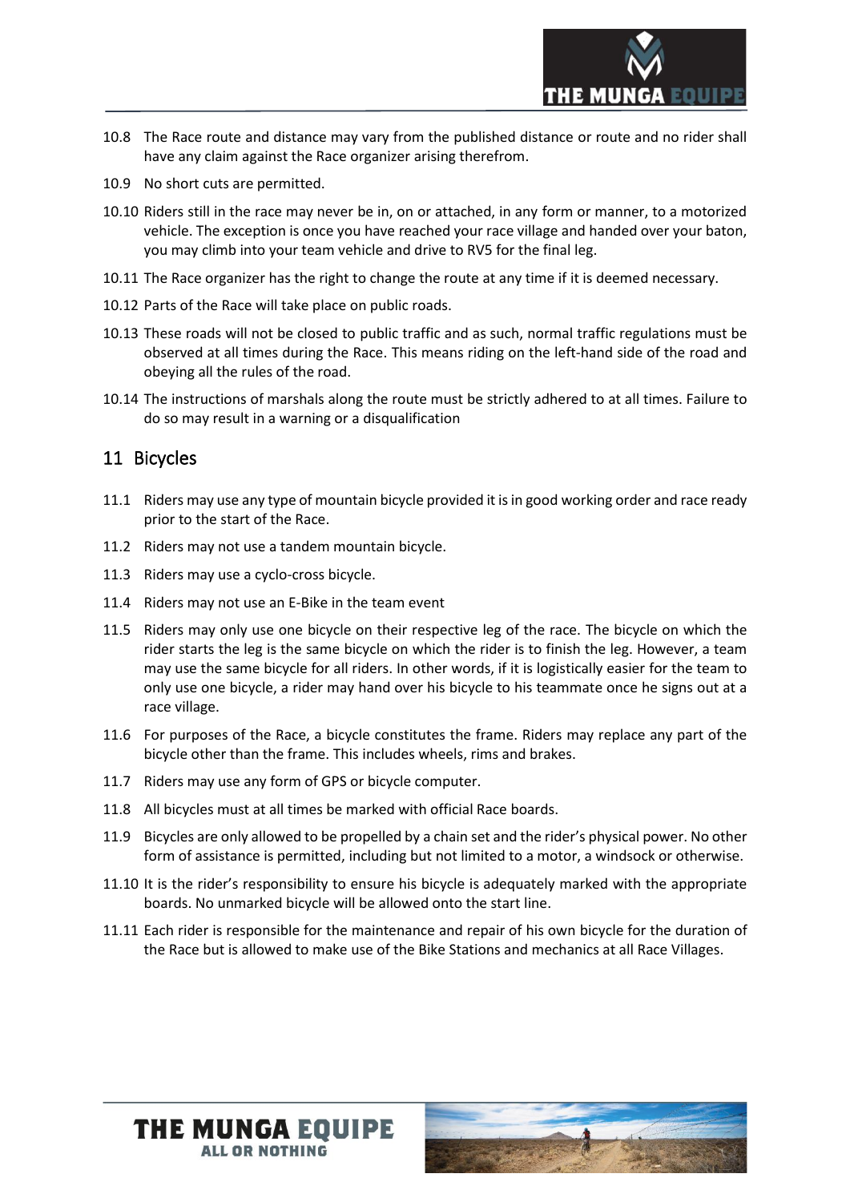10.8 The Race route and distance may vary from the published distance or route and no rider shall have any claim against the Race organizer arising therefrom.

10.9 No short cuts are permitted.

10.10 Riders still in the race may never be in, on or attached, in any form or manner, to a motorized vehicle. The exception is once you have reached your race village and handed over your baton, you may climb into your team vehicle and drive to RV5 for the final leg.

10.11 The Race organizer has the right to change the route at any time if it is deemed necessary.

10.12 Parts of the Race will take place on public roads.

10.13 These roads will not be closed to public traffic and as such, normal traffic regulations must be observed at all times during the Race. This means riding on the left-hand side of the road and obeying all the rules of the road.

10.14 The instructions of marshals along the route must be strictly adhered to at all times. Failure to do so may result in a warning or a disqualification

## 11 Bicycles

11.1 Riders may use any type of mountain bicycle provided it is in good working order and race ready prior to the start of the Race.

11.2 Riders may not use a tandem mountain bicycle.

11.3 Riders may use a cyclo-cross bicycle.

11.4 Riders may not use an E-Bike in the team event

11.5 Riders may only use one bicycle on their respective leg of the race. The bicycle on which the rider starts the leg is the same bicycle on which the rider is to finish the leg. However, a team may use the same bicycle for all riders. In other words, if it is logistically easier for the team to only use one bicycle, a rider may hand over his bicycle to his teammate once he signs out at a race village.

11.6 For purposes of the Race, a bicycle constitutes the frame. Riders may replace any part of the bicycle other than the frame. This includes wheels, rims and brakes.

11.7 Riders may use any form of GPS or bicycle computer.

11.8 All bicycles must at all times be marked with official Race boards.

11.9 Bicycles are only allowed to be propelled by a chain set and the rider's physical power. No other form of assistance is permitted, including but not limited to a motor, a windsock or otherwise.

11.10 It is the rider's responsibility to ensure his bicycle is adequately marked with the appropriate boards. No unmarked bicycle will be allowed onto the start line.

11.11 Each rider is responsible for the maintenance and repair of his own bicycle for the duration of the Race but is allowed to make use of the Bike Stations and mechanics at all Race Villages.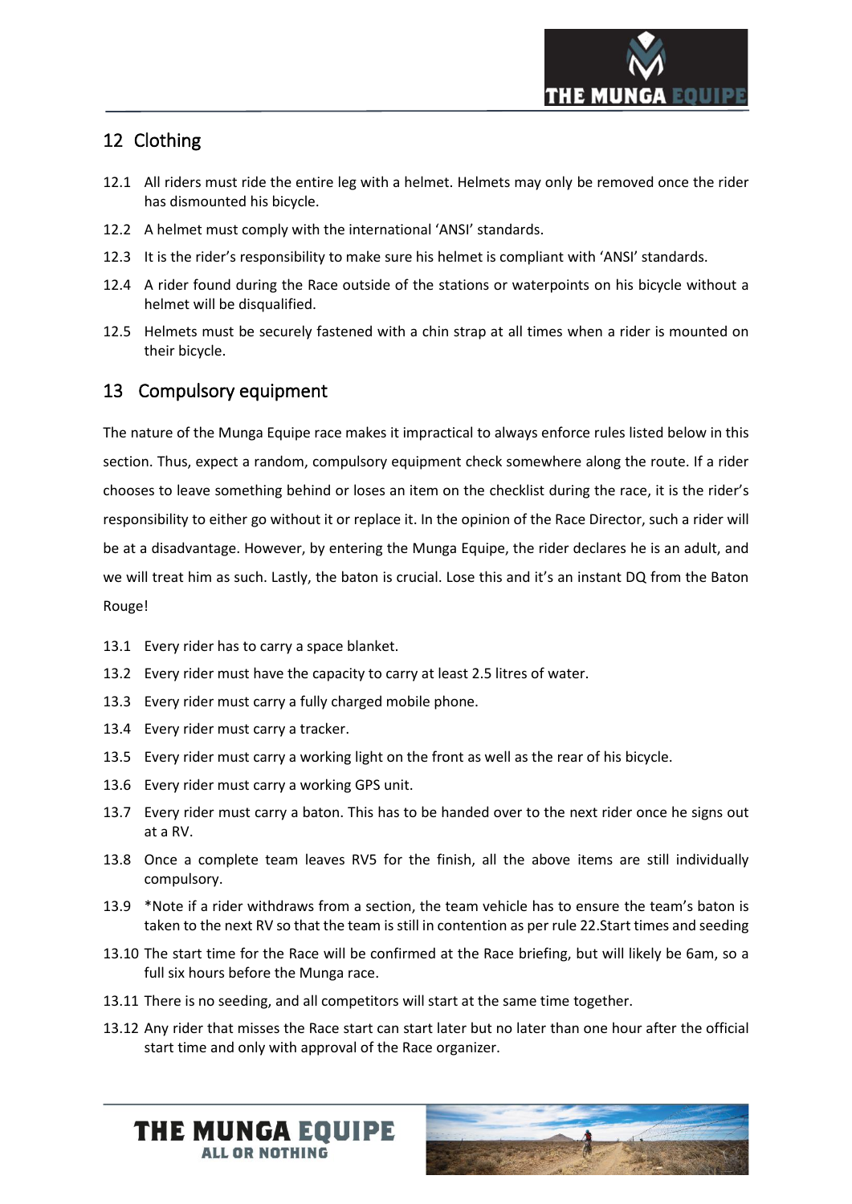## 12 Clothing

12.1 All riders must ride the entire leg with a helmet. Helmets may only be removed once the rider has dismounted his bicycle.

12.2 A helmet must comply with the international 'ANSI' standards.

12.3 It is the rider's responsibility to make sure his helmet is compliant with 'ANSI' standards.

12.4 A rider found during the Race outside of the stations or waterpoints on his bicycle without a helmet will be disqualified.

12.5 Helmets must be securely fastened with a chin strap at all times when a rider is mounted on their bicycle.

## 13 Compulsory equipment

The nature of the Munga Equipe race makes it impractical to always enforce rules listed below in this section. Thus, expect a random, compulsory equipment check somewhere along the route. If a rider chooses to leave something behind or loses an item on the checklist during the race, it is the rider's responsibility to either go without it or replace it. In the opinion of the Race Director, such a rider will be at a disadvantage. However, by entering the Munga Equipe, the rider declares he is an adult, and we will treat him as such. Lastly, the baton is crucial. Lose this and it's an instant DQ from the Baton Rouge!

13.1 Every rider has to carry a space blanket.

13.2 Every rider must have the capacity to carry at least 2.5 litres of water.

13.3 Every rider must carry a fully charged mobile phone.

13.4 Every rider must carry a tracker.

13.5 Every rider must carry a working light on the front as well as the rear of his bicycle.

13.6 Every rider must carry a working GPS unit.

13.7 Every rider must carry a baton. This has to be handed over to the next rider once he signs out at a RV.

13.8 Once a complete team leaves RV5 for the finish, all the above items are still individually compulsory.

13.9 *Note if a rider withdraws from a section, the team vehicle has to ensure the team's baton is taken to the next RV so that the team is still in contention as per rule 22.Start times and seeding

13.10 The start time for the Race will be confirmed at the Race briefing, but will likely be 6am, so a full six hours before the Munga race.

13.11 There is no seeding, and all competitors will start at the same time together.

13.12 Any rider that misses the Race start can start later but no later than one hour after the official start time and only with approval of the Race organizer.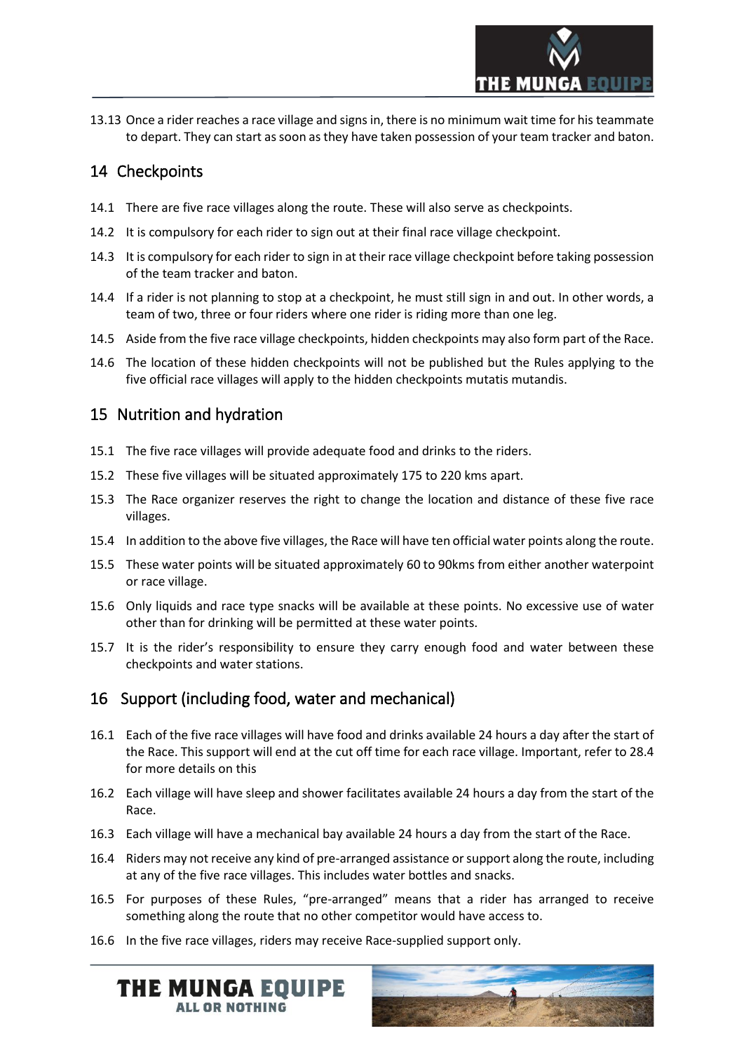13.13 Once a rider reaches a race village and signs in, there is no minimum wait time for his teammate to depart. They can start as soon as they have taken possession of your team tracker and baton.

## 14 Checkpoints

14.1 There are five race villages along the route. These will also serve as checkpoints.

14.2 It is compulsory for each rider to sign out at their final race village checkpoint.

14.3 It is compulsory for each rider to sign in at their race village checkpoint before taking possession of the team tracker and baton.

14.4 If a rider is not planning to stop at a checkpoint, he must still sign in and out. In other words, a team of two, three or four riders where one rider is riding more than one leg.

14.5 Aside from the five race village checkpoints, hidden checkpoints may also form part of the Race.

14.6 The location of these hidden checkpoints will not be published but the Rules applying to the five official race villages will apply to the hidden checkpoints mutatis mutandis.

## 15 Nutrition and hydration

15.1 The five race villages will provide adequate food and drinks to the riders.

15.2 These five villages will be situated approximately 175 to 220 kms apart.

15.3 The Race organizer reserves the right to change the location and distance of these five race villages.

15.4 In addition to the above five villages, the Race will have ten official water points along the route.

15.5 These water points will be situated approximately 60 to 90kms from either another waterpoint or race village.

15.6 Only liquids and race type snacks will be available at these points. No excessive use of water other than for drinking will be permitted at these water points.

15.7 It is the rider's responsibility to ensure they carry enough food and water between these checkpoints and water stations.

## 16 Support (including food, water and mechanical)

16.1 Each of the five race villages will have food and drinks available 24 hours a day after the start of the Race. This support will end at the cut off time for each race village. Important, refer to 28.4 for more details on this

16.2 Each village will have sleep and shower facilitates available 24 hours a day from the start of the Race.

16.3 Each village will have a mechanical bay available 24 hours a day from the start of the Race.

16.4 Riders may not receive any kind of pre-arranged assistance or support along the route, including at any of the five race villages. This includes water bottles and snacks.

16.5 For purposes of these Rules, "pre-arranged" means that a rider has arranged to receive something along the route that no other competitor would have access to.

16.6 In the five race villages, riders may receive Race-supplied support only.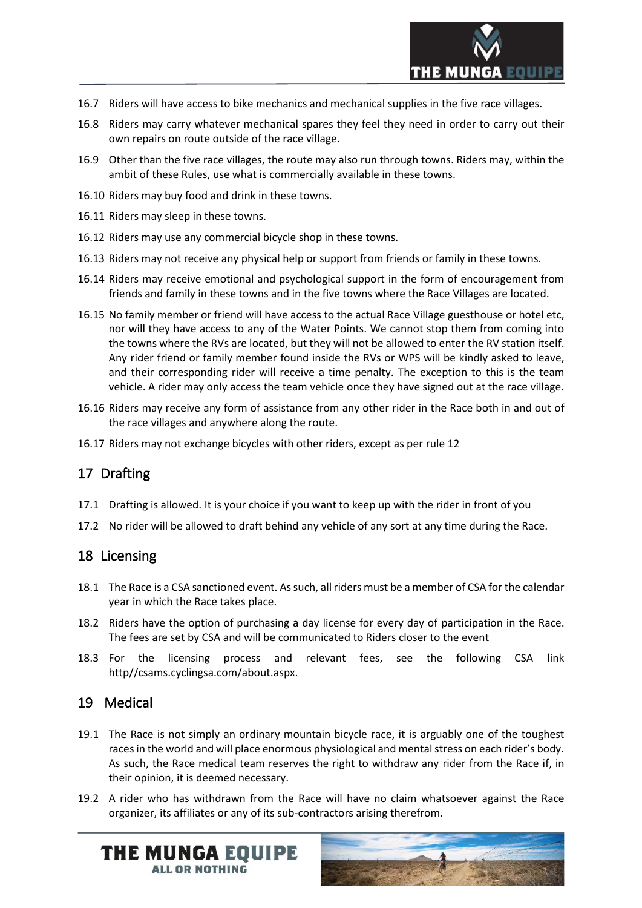16.7 Riders will have access to bike mechanics and mechanical supplies in the five race villages.

16.8 Riders may carry whatever mechanical spares they feel they need in order to carry out their own repairs on route outside of the race village.

16.9 Other than the five race villages, the route may also run through towns. Riders may, within the ambit of these Rules, use what is commercially available in these towns.

16.10 Riders may buy food and drink in these towns.

16.11 Riders may sleep in these towns.

16.12 Riders may use any commercial bicycle shop in these towns.

16.13 Riders may not receive any physical help or support from friends or family in these towns.

16.14 Riders may receive emotional and psychological support in the form of encouragement from friends and family in these towns and in the five towns where the Race Villages are located.

16.15 No family member or friend will have access to the actual Race Village guesthouse or hotel etc, nor will they have access to any of the Water Points. We cannot stop them from coming into the towns where the RVs are located, but they will not be allowed to enter the RV station itself. Any rider friend or family member found inside the RVs or WPS will be kindly asked to leave, and their corresponding rider will receive a time penalty. The exception to this is the team vehicle. A rider may only access the team vehicle once they have signed out at the race village.

16.16 Riders may receive any form of assistance from any other rider in the Race both in and out of the race villages and anywhere along the route.

16.17 Riders may not exchange bicycles with other riders, except as per rule 12

## 17 Drafting

17.1 Drafting is allowed. It is your choice if you want to keep up with the rider in front of you

17.2 No rider will be allowed to draft behind any vehicle of any sort at any time during the Race.

## 18 Licensing

18.1 The Race is a CSA sanctioned event. As such, all riders must be a member of CSA for the calendar year in which the Race takes place.

18.2 Riders have the option of purchasing a day license for every day of participation in the Race. The fees are set by CSA and will be communicated to Riders closer to the event

18.3 For the licensing process and relevant fees, see the following CSA link http//csams.cyclingsa.com/about.aspx.

## 19 Medical

19.1 The Race is not simply an ordinary mountain bicycle race, it is arguably one of the toughest races in the world and will place enormous physiological and mental stress on each rider's body. As such, the Race medical team reserves the right to withdraw any rider from the Race if, in their opinion, it is deemed necessary.

19.2 A rider who has withdrawn from the Race will have no claim whatsoever against the Race organizer, its affiliates or any of its sub-contractors arising therefrom.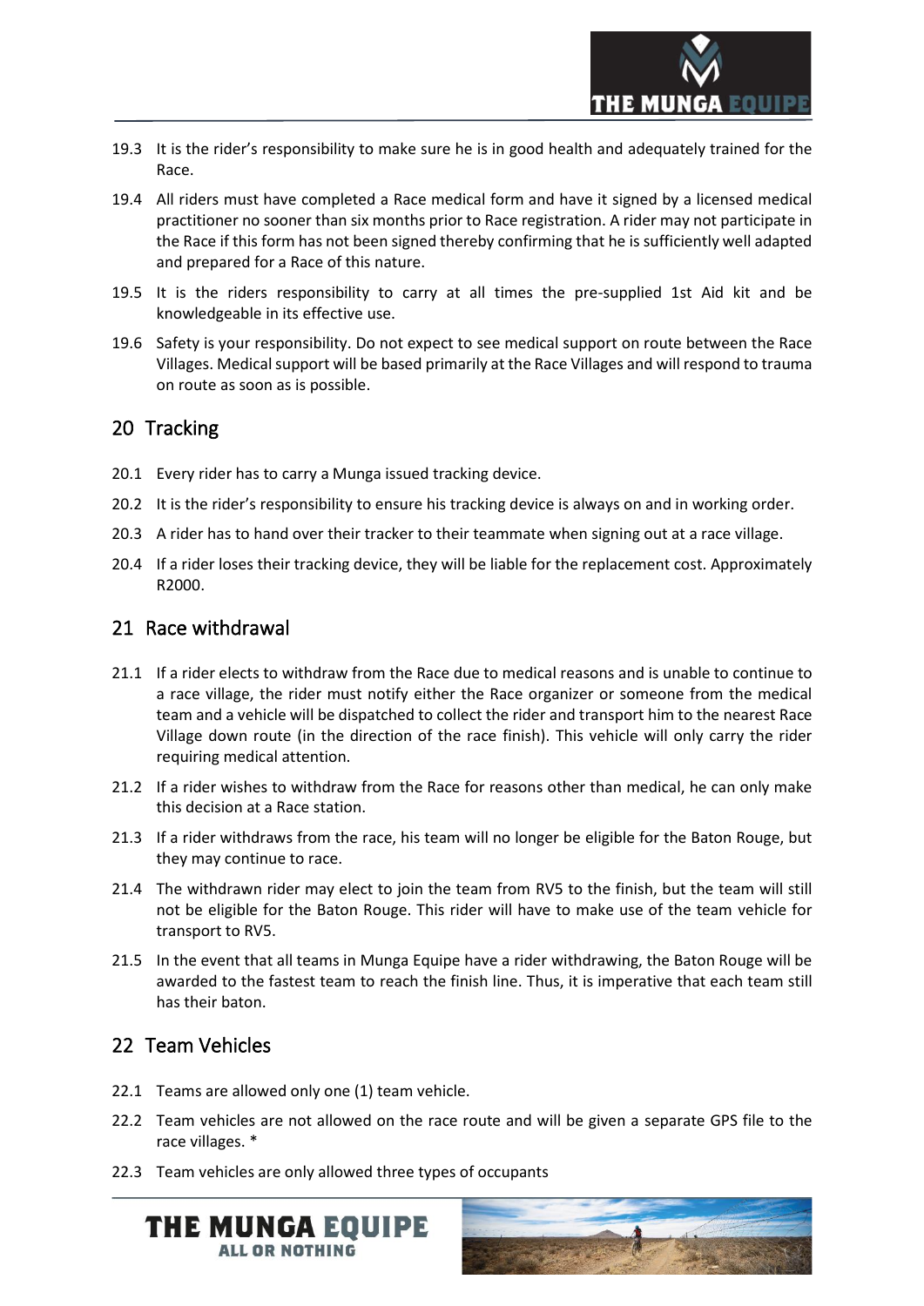19.3 It is the rider's responsibility to make sure he is in good health and adequately trained for the Race.

19.4 All riders must have completed a Race medical form and have it signed by a licensed medical practitioner no sooner than six months prior to Race registration. A rider may not participate in the Race if this form has not been signed thereby confirming that he is sufficiently well adapted and prepared for a Race of this nature.

19.5 It is the riders responsibility to carry at all times the pre-supplied 1st Aid kit and be knowledgeable in its effective use.

19.6 Safety is your responsibility. Do not expect to see medical support on route between the Race Villages. Medical support will be based primarily at the Race Villages and will respond to trauma on route as soon as is possible.

## 20 Tracking

20.1 Every rider has to carry a Munga issued tracking device.

20.2 It is the rider's responsibility to ensure his tracking device is always on and in working order.

20.3 A rider has to hand over their tracker to their teammate when signing out at a race village.

20.4 If a rider loses their tracking device, they will be liable for the replacement cost. Approximately R2000.

## 21 Race withdrawal

21.1 If a rider elects to withdraw from the Race due to medical reasons and is unable to continue to a race village, the rider must notify either the Race organizer or someone from the medical team and a vehicle will be dispatched to collect the rider and transport him to the nearest Race Village down route (in the direction of the race finish). This vehicle will only carry the rider requiring medical attention.

21.2 If a rider wishes to withdraw from the Race for reasons other than medical, he can only make this decision at a Race station.

21.3 If a rider withdraws from the race, his team will no longer be eligible for the Baton Rouge, but they may continue to race.

21.4 The withdrawn rider may elect to join the team from RV5 to the finish, but the team will still not be eligible for the Baton Rouge. This rider will have to make use of the team vehicle for transport to RV5.

21.5 In the event that all teams in Munga Equipe have a rider withdrawing, the Baton Rouge will be awarded to the fastest team to reach the finish line. Thus, it is imperative that each team still has their baton.

## 22 Team Vehicles

22.1 Teams are allowed only one (1) team vehicle.

22.2 Team vehicles are not allowed on the race route and will be given a separate GPS file to the race villages. *

22.3 Team vehicles are only allowed three types of occupants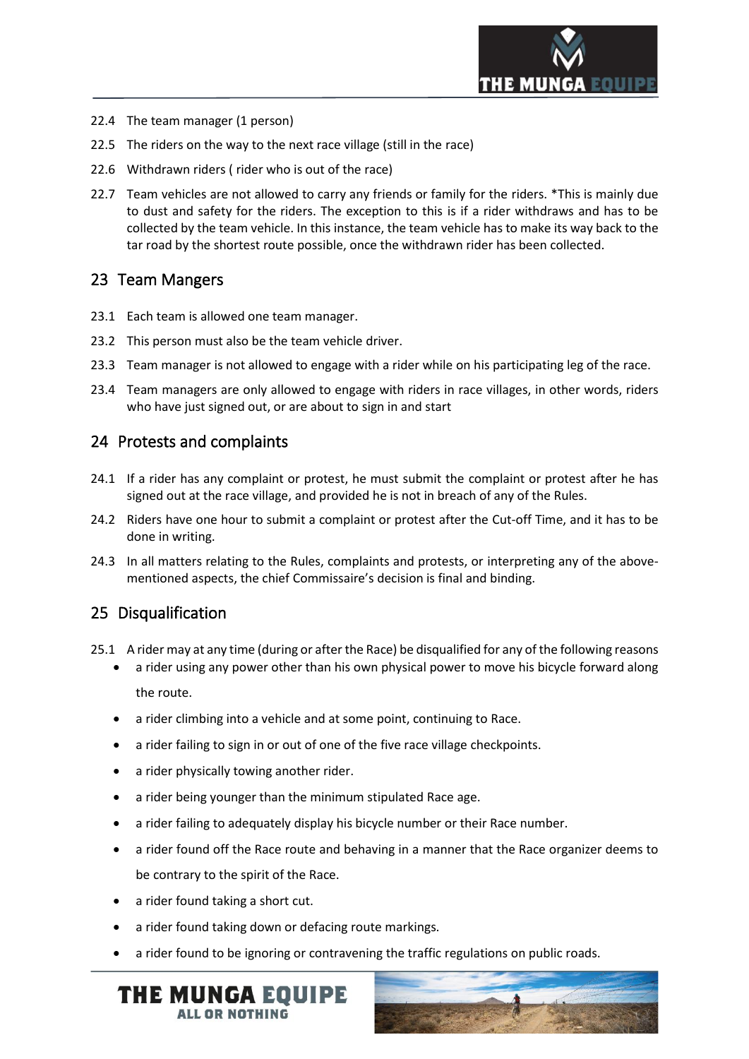22.4 The team manager (1 person)

22.5 The riders on the way to the next race village (still in the race)

22.6 Withdrawn riders ( rider who is out of the race)

22.7 Team vehicles are not allowed to carry any friends or family for the riders. *This is mainly due to dust and safety for the riders. The exception to this is if a rider withdraws and has to be collected by the team vehicle. In this instance, the team vehicle has to make its way back to the tar road by the shortest route possible, once the withdrawn rider has been collected.

## 23 Team Mangers

23.1 Each team is allowed one team manager.

23.2 This person must also be the team vehicle driver.

23.3 Team manager is not allowed to engage with a rider while on his participating leg of the race.

23.4 Team managers are only allowed to engage with riders in race villages, in other words, riders who have just signed out, or are about to sign in and start

## 24 Protests and complaints

24.1 If a rider has any complaint or protest, he must submit the complaint or protest after he has signed out at the race village, and provided he is not in breach of any of the Rules.

24.2 Riders have one hour to submit a complaint or protest after the Cut-off Time, and it has to be done in writing.

24.3 In all matters relating to the Rules, complaints and protests, or interpreting any of the above-mentioned aspects, the chief Commissaire's decision is final and binding.

## 25 Disqualification

25.1 A rider may at any time (during or after the Race) be disqualified for any of the following reasons

- a rider using any power other than his own physical power to move his bicycle forward along the route.
- a rider climbing into a vehicle and at some point, continuing to Race.
- a rider failing to sign in or out of one of the five race village checkpoints.
- a rider physically towing another rider.
- a rider being younger than the minimum stipulated Race age.
- a rider failing to adequately display his bicycle number or their Race number.
- a rider found off the Race route and behaving in a manner that the Race organizer deems to be contrary to the spirit of the Race.
- a rider found taking a short cut.
- a rider found taking down or defacing route markings.
- a rider found to be ignoring or contravening the traffic regulations on public roads.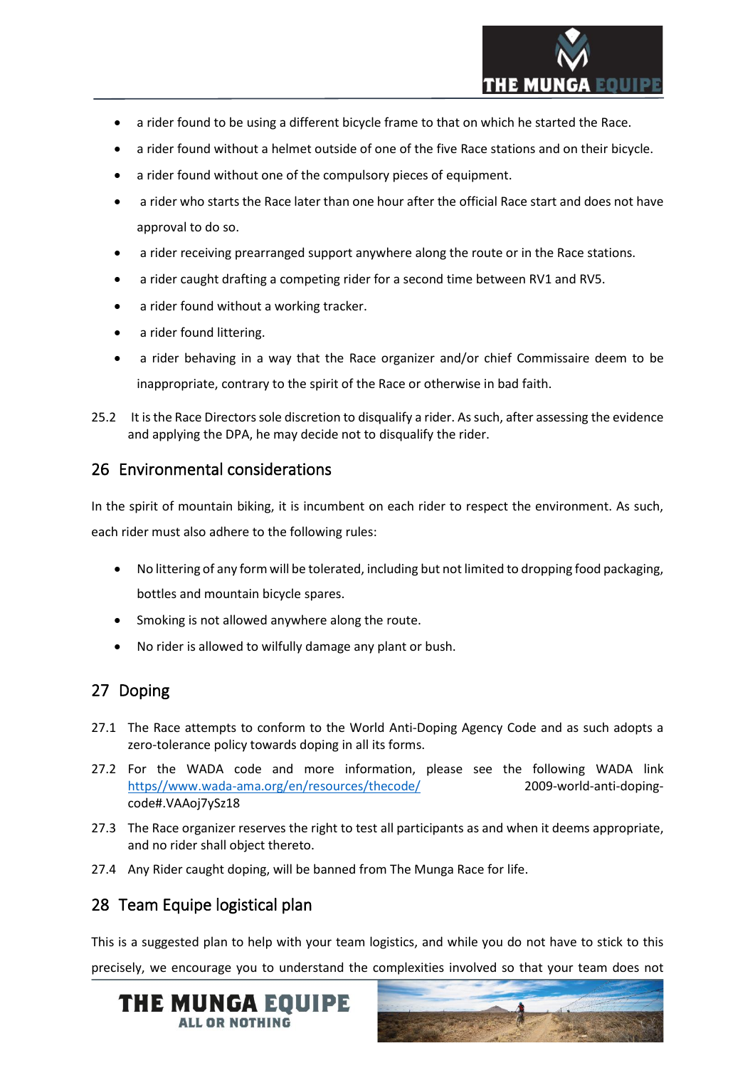- a rider found to be using a different bicycle frame to that on which he started the Race.
- a rider found without a helmet outside of one of the five Race stations and on their bicycle.
- a rider found without one of the compulsory pieces of equipment.
- a rider who starts the Race later than one hour after the official Race start and does not have approval to do so.
- a rider receiving prearranged support anywhere along the route or in the Race stations.
- a rider caught drafting a competing rider for a second time between RV1 and RV5.
- a rider found without a working tracker.
- a rider found littering.
- a rider behaving in a way that the Race organizer and/or chief Commissaire deem to be inappropriate, contrary to the spirit of the Race or otherwise in bad faith.

25.2 It is the Race Directors sole discretion to disqualify a rider. As such, after assessing the evidence and applying the DPA, he may decide not to disqualify the rider.

## 26 Environmental considerations

In the spirit of mountain biking, it is incumbent on each rider to respect the environment. As such, each rider must also adhere to the following rules:

- No littering of any form will be tolerated, including but not limited to dropping food packaging, bottles and mountain bicycle spares.
- Smoking is not allowed anywhere along the route.
- No rider is allowed to wilfully damage any plant or bush.

## 27 Doping

27.1 The Race attempts to conform to the World Anti-Doping Agency Code and as such adopts a zero-tolerance policy towards doping in all its forms.

27.2 For the WADA code and more information, please see the following WADA link https//www.wada-ama.org/en/resources/thecode/ 2009-world-anti-doping-code#.VAAoj7ySz18

27.3 The Race organizer reserves the right to test all participants as and when it deems appropriate, and no rider shall object thereto.

27.4 Any Rider caught doping, will be banned from The Munga Race for life.

## 28 Team Equipe logistical plan

This is a suggested plan to help with your team logistics, and while you do not have to stick to this precisely, we encourage you to understand the complexities involved so that your team does not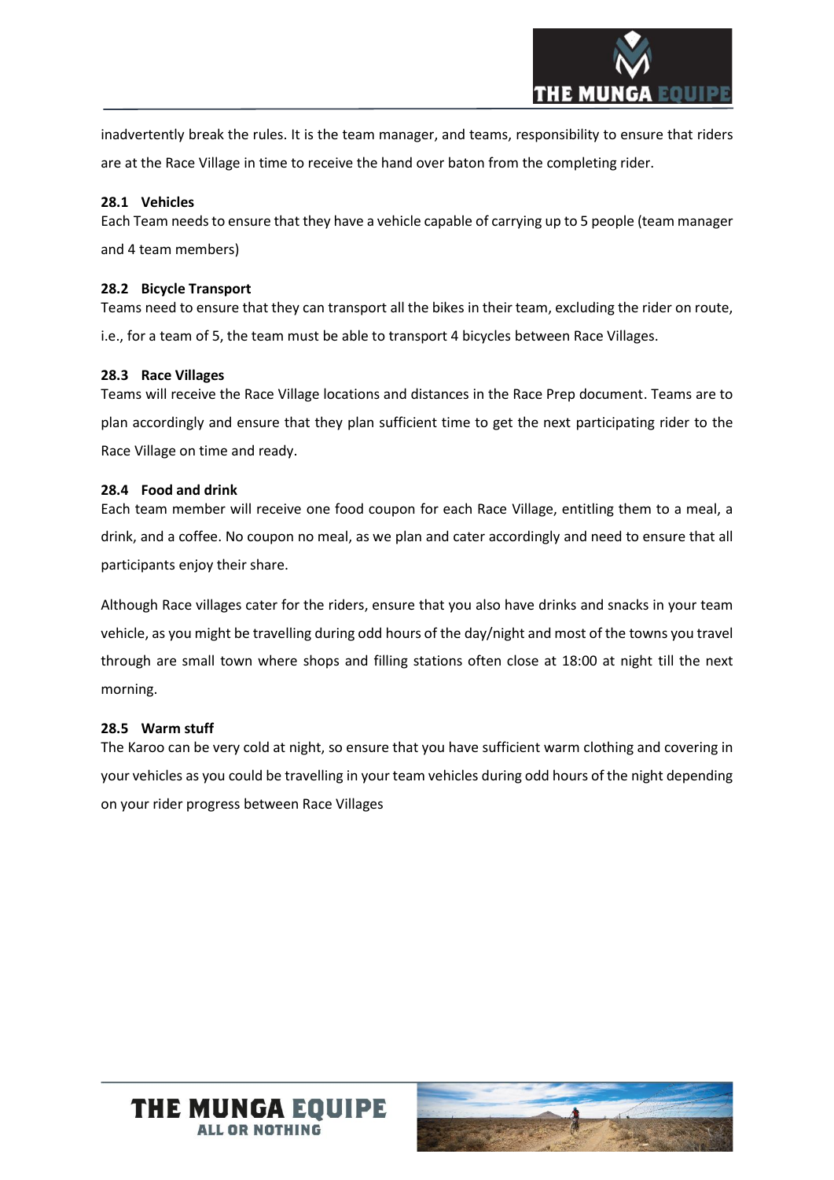inadvertently break the rules. It is the team manager, and teams, responsibility to ensure that riders are at the Race Village in time to receive the hand over baton from the completing rider.

### 28.1 Vehicles

Each Team needs to ensure that they have a vehicle capable of carrying up to 5 people (team manager and 4 team members)

### 28.2 Bicycle Transport

Teams need to ensure that they can transport all the bikes in their team, excluding the rider on route, i.e., for a team of 5, the team must be able to transport 4 bicycles between Race Villages.

### 28.3 Race Villages

Teams will receive the Race Village locations and distances in the Race Prep document. Teams are to plan accordingly and ensure that they plan sufficient time to get the next participating rider to the Race Village on time and ready.

### 28.4 Food and drink

Each team member will receive one food coupon for each Race Village, entitling them to a meal, a drink, and a coffee. No coupon no meal, as we plan and cater accordingly and need to ensure that all participants enjoy their share.

Although Race villages cater for the riders, ensure that you also have drinks and snacks in your team vehicle, as you might be travelling during odd hours of the day/night and most of the towns you travel through are small town where shops and filling stations often close at 18:00 at night till the next morning.

### 28.5 Warm stuff

The Karoo can be very cold at night, so ensure that you have sufficient warm clothing and covering in your vehicles as you could be travelling in your team vehicles during odd hours of the night depending on your rider progress between Race Villages